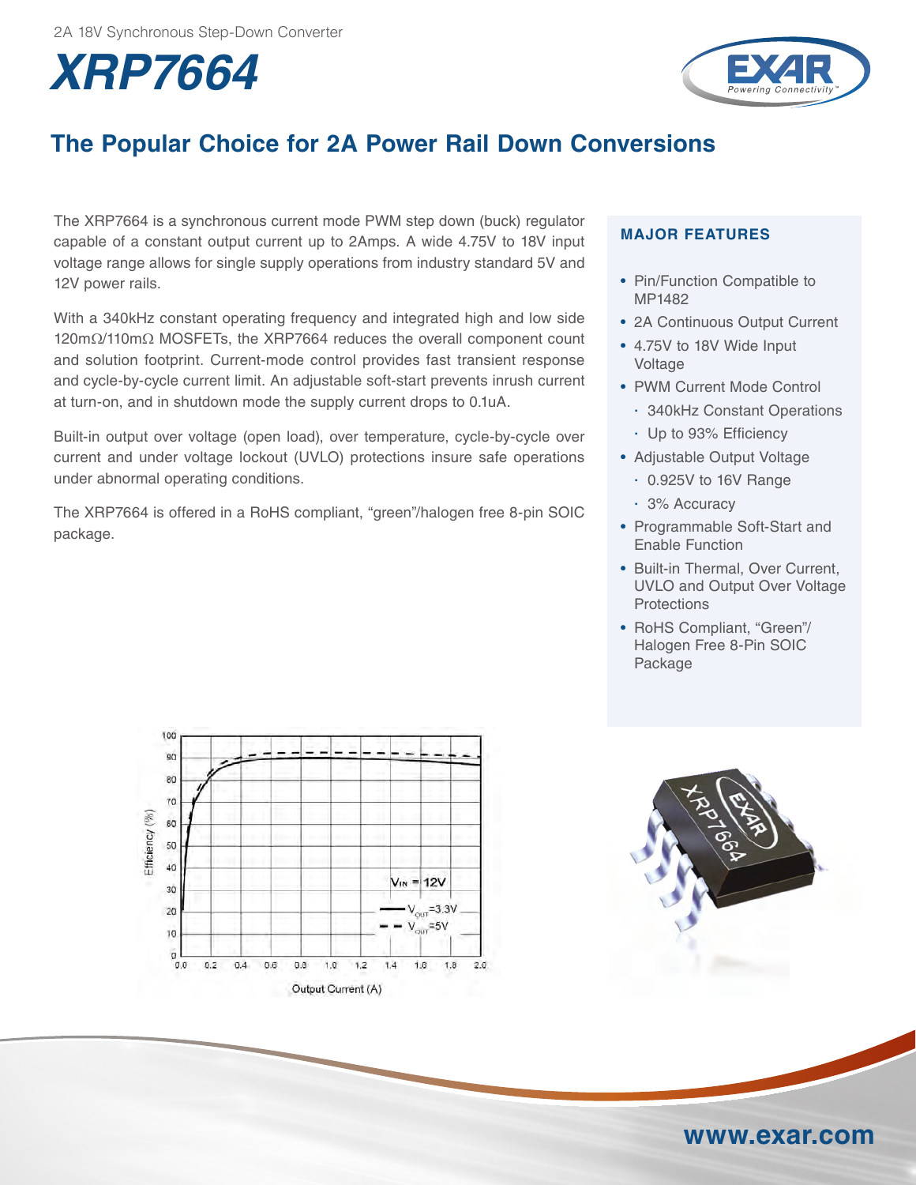2A 18V Synchronous Step-Down Converter

# XRP7664

## The Popular Choice for 2A Power Rail Down Conversions

The XRP7664 is a synchronous current mode PWM step down (buck) regulator capable of a constant output current up to 2Amps. A wide 4.75V to 18V input voltage range allows for single supply operations from industry standard 5V and 12V power rails.

With a 340kHz constant operating frequency and integrated high and low side 120mΩ/110mΩ MOSFETs, the XRP7664 reduces the overall component count and solution footprint. Current-mode control provides fast transient response and cycle-by-cycle current limit. An adjustable soft-start prevents inrush current at turn-on, and in shutdown mode the supply current drops to 0.1uA.

Built-in output over voltage (open load), over temperature, cycle-by-cycle over current and under voltage lockout (UVLO) protections insure safe operations under abnormal operating conditions.

The XRP7664 is offered in a RoHS compliant, "green"/halogen free 8-pin SOIC package.

### MAJOR FEATURES

- Pin/Function Compatible to MP1482
- 2A Continuous Output Current
- 4.75V to 18V Wide Input Voltage
- PWM Current Mode Control
  - 340kHz Constant Operations
  - Up to 93% Efficiency
- Adjustable Output Voltage
  - 0.925V to 16V Range
  - 3% Accuracy
- Programmable Soft-Start and Enable Function
- Built-in Thermal, Over Current, UVLO and Output Over Voltage Protections
- RoHS Compliant, "Green"/ Halogen Free 8-Pin SOIC Package

www.exar.com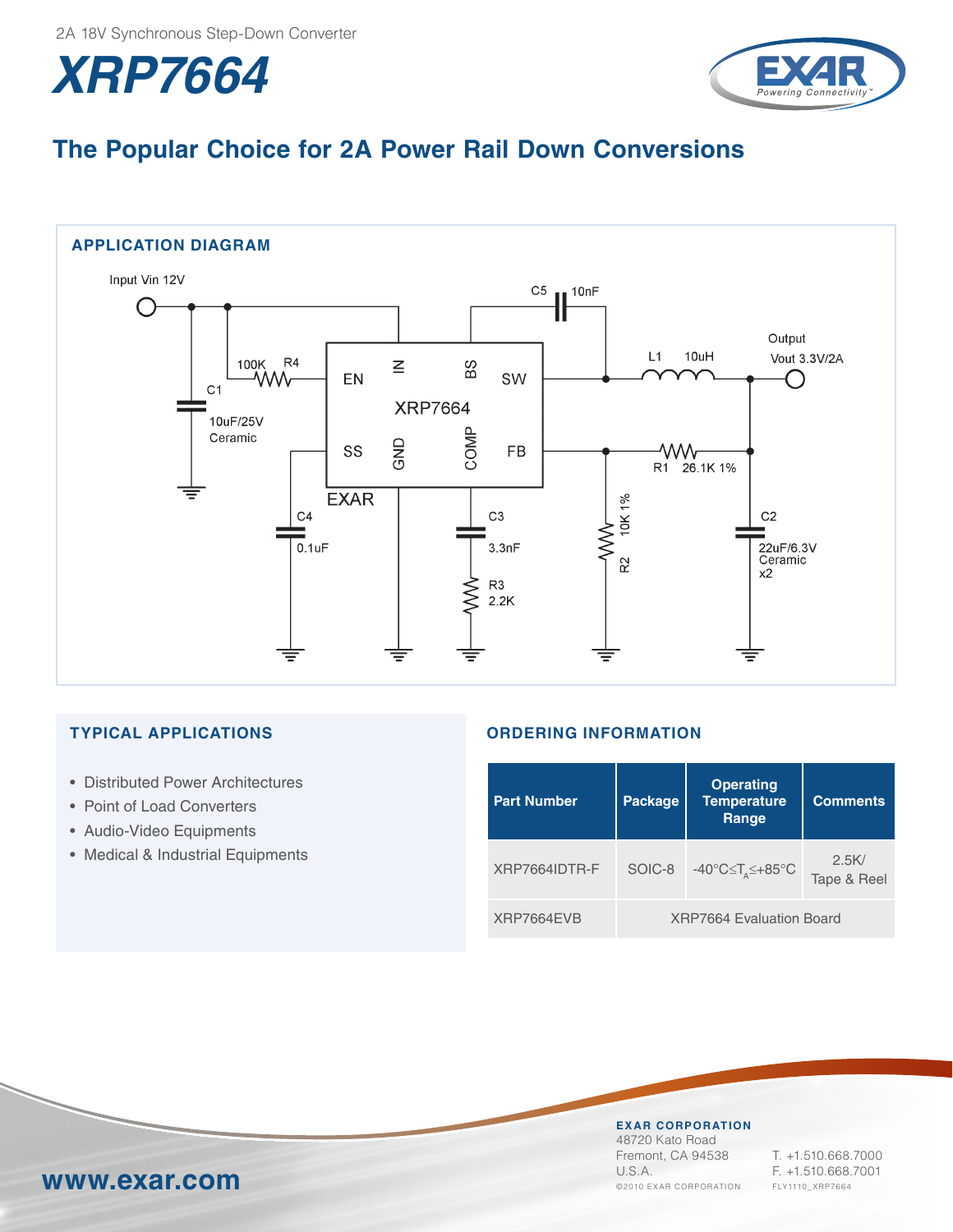2A 18V Synchronous Step-Down Converter

# XRP7664

## The Popular Choice for 2A Power Rail Down Conversions

### APPLICATION DIAGRAM

Input Vin 12V

C1 10uF/25V Ceramic

100K R4

EN IN BS SW

XRP7664

SS GND COMP FB

EXAR

C4 0.1uF

C3 3.3nF

R3 2.2K

C5 10nF

L1 10uH

Output Vout 3.3V/2A

R1 26.1K 1%

R2 10K 1%

C2 22uF/6.3V Ceramic x2

### TYPICAL APPLICATIONS

- Distributed Power Architectures
- Point of Load Converters
- Audio-Video Equipments
- Medical & Industrial Equipments

### ORDERING INFORMATION

| Part Number | Package | Operating Temperature Range | Comments |
|---|---|---|---|
| XRP7664IDTR-F | SOIC-8 | -40°C≤$T_A$≤+85°C | 2.5K/ Tape & Reel |
| XRP7664EVB | XRP7664 Evaluation Board | | |

**EXAR CORPORATION**
48720 Kato Road
Fremont, CA 94538
U.S.A.
©2010 EXAR CORPORATION

T. +1.510.668.7000
F. +1.510.668.7001
FLY1110_XRP7664

www.exar.com